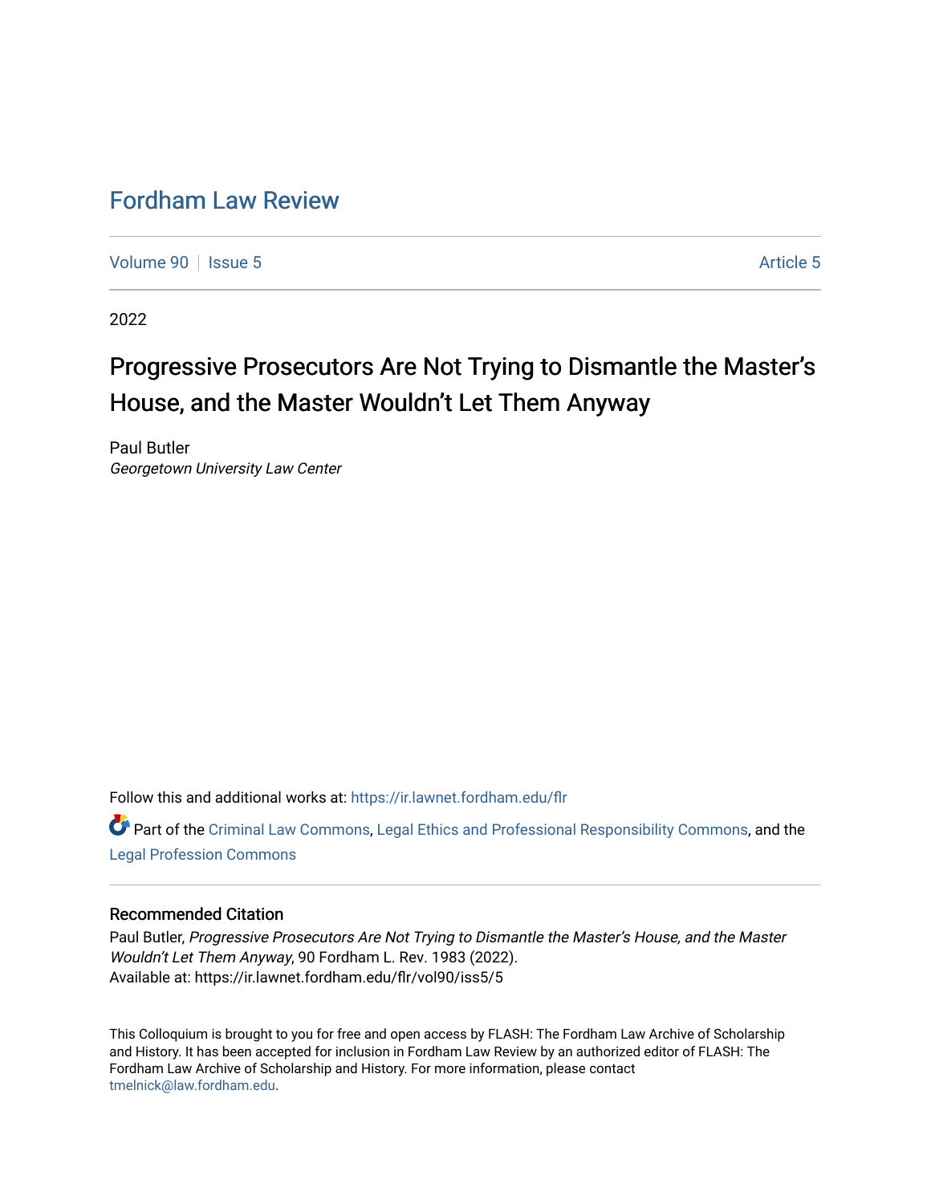# Fordham Law Review

Volume 90 | Issue 5 — Article 5

2022

## Progressive Prosecutors Are Not Trying to Dismantle the Master's House, and the Master Wouldn't Let Them Anyway

Paul Butler
*Georgetown University Law Center*

Follow this and additional works at: https://ir.lawnet.fordham.edu/flr

Part of the Criminal Law Commons, Legal Ethics and Professional Responsibility Commons, and the Legal Profession Commons

### Recommended Citation

Paul Butler, *Progressive Prosecutors Are Not Trying to Dismantle the Master's House, and the Master Wouldn't Let Them Anyway*, 90 Fordham L. Rev. 1983 (2022).
Available at: https://ir.lawnet.fordham.edu/flr/vol90/iss5/5

This Colloquium is brought to you for free and open access by FLASH: The Fordham Law Archive of Scholarship and History. It has been accepted for inclusion in Fordham Law Review by an authorized editor of FLASH: The Fordham Law Archive of Scholarship and History. For more information, please contact tmelnick@law.fordham.edu.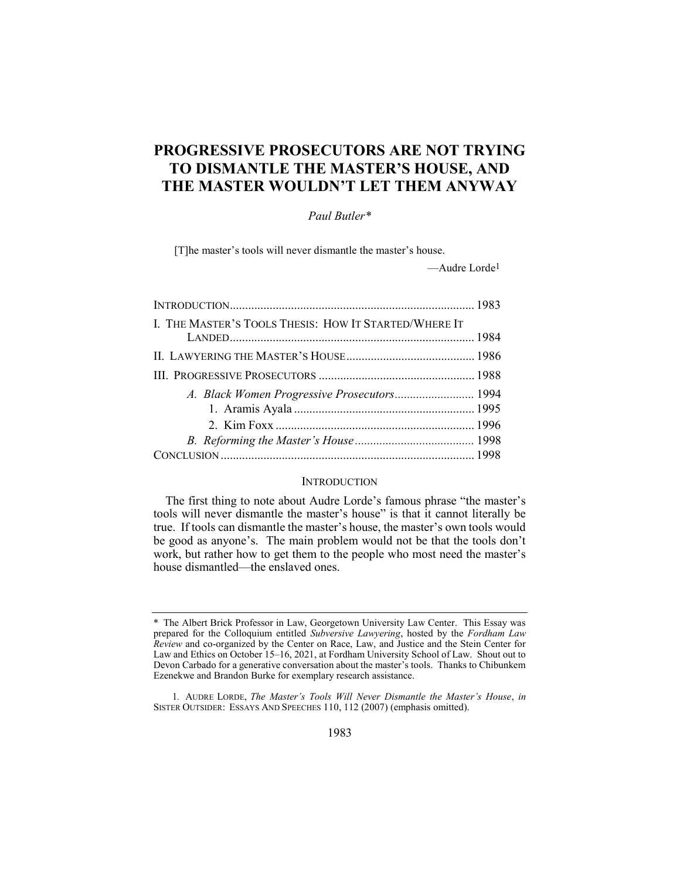# PROGRESSIVE PROSECUTORS ARE NOT TRYING TO DISMANTLE THE MASTER'S HOUSE, AND THE MASTER WOULDN'T LET THEM ANYWAY

*Paul Butler**

> [T]he master's tools will never dismantle the master's house.
>
> —Audre Lorde[1]

| | |
|---|---|
| INTRODUCTION | 1983 |
| I. THE MASTER'S TOOLS THESIS: HOW IT STARTED/WHERE IT LANDED | 1984 |
| II. LAWYERING THE MASTER'S HOUSE | 1986 |
| III. PROGRESSIVE PROSECUTORS | 1988 |
| *A. Black Women Progressive Prosecutors* | 1994 |
| 1. Aramis Ayala | 1995 |
| 2. Kim Foxx | 1996 |
| *B. Reforming the Master's House* | 1998 |
| CONCLUSION | 1998 |

## INTRODUCTION

The first thing to note about Audre Lorde's famous phrase "the master's tools will never dismantle the master's house" is that it cannot literally be true. If tools can dismantle the master's house, the master's own tools would be good as anyone's. The main problem would not be that the tools don't work, but rather how to get them to the people who most need the master's house dismantled—the enslaved ones.

---

\* The Albert Brick Professor in Law, Georgetown University Law Center. This Essay was prepared for the Colloquium entitled *Subversive Lawyering*, hosted by the *Fordham Law Review* and co-organized by the Center on Race, Law, and Justice and the Stein Center for Law and Ethics on October 15–16, 2021, at Fordham University School of Law. Shout out to Devon Carbado for a generative conversation about the master's tools. Thanks to Chibunkem Ezenekwe and Brandon Burke for exemplary research assistance.

1. AUDRE LORDE, *The Master's Tools Will Never Dismantle the Master's House*, *in* SISTER OUTSIDER: ESSAYS AND SPEECHES 110, 112 (2007) (emphasis omitted).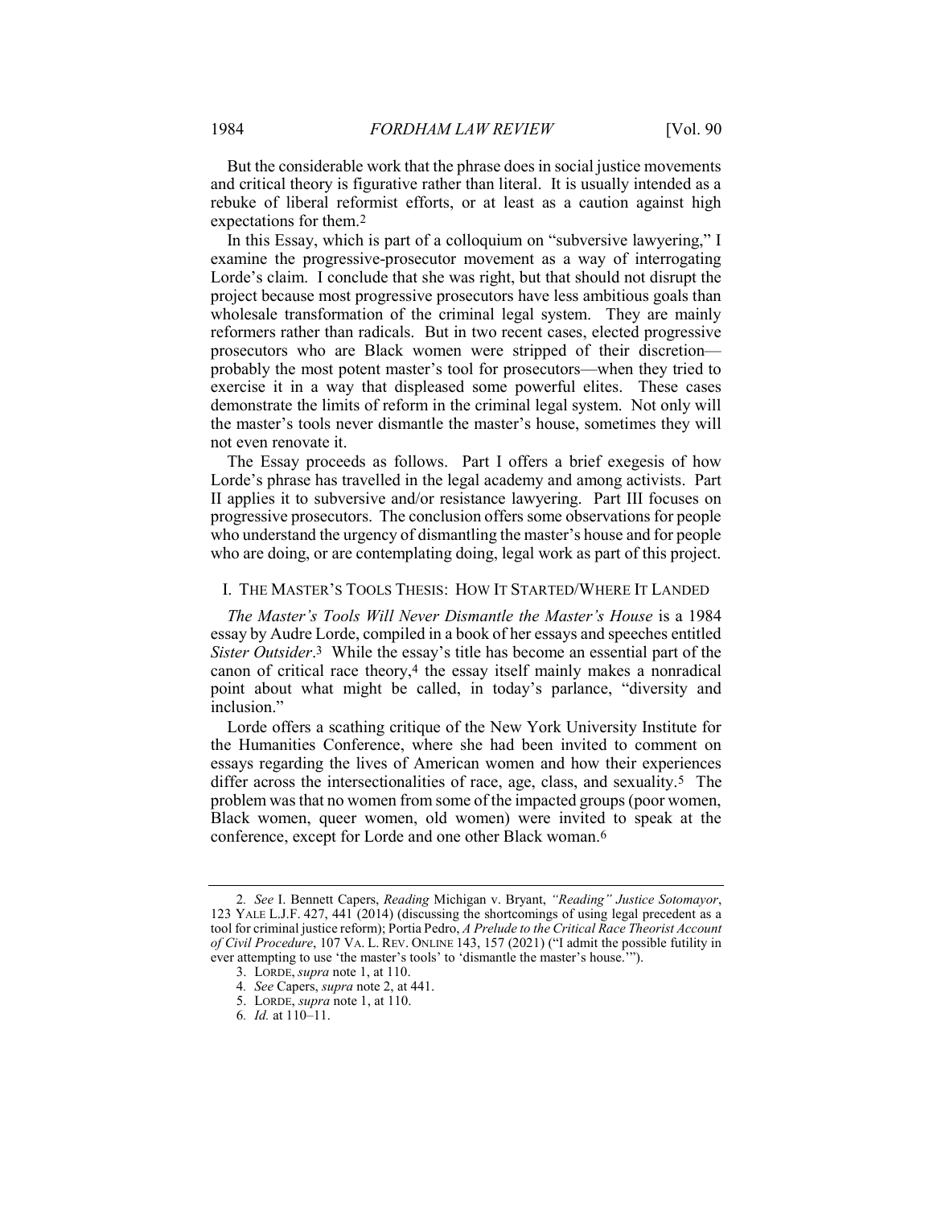But the considerable work that the phrase does in social justice movements and critical theory is figurative rather than literal. It is usually intended as a rebuke of liberal reformist efforts, or at least as a caution against high expectations for them.[2]

In this Essay, which is part of a colloquium on "subversive lawyering," I examine the progressive-prosecutor movement as a way of interrogating Lorde's claim. I conclude that she was right, but that should not disrupt the project because most progressive prosecutors have less ambitious goals than wholesale transformation of the criminal legal system. They are mainly reformers rather than radicals. But in two recent cases, elected progressive prosecutors who are Black women were stripped of their discretion—probably the most potent master's tool for prosecutors—when they tried to exercise it in a way that displeased some powerful elites. These cases demonstrate the limits of reform in the criminal legal system. Not only will the master's tools never dismantle the master's house, sometimes they will not even renovate it.

The Essay proceeds as follows. Part I offers a brief exegesis of how Lorde's phrase has travelled in the legal academy and among activists. Part II applies it to subversive and/or resistance lawyering. Part III focuses on progressive prosecutors. The conclusion offers some observations for people who understand the urgency of dismantling the master's house and for people who are doing, or are contemplating doing, legal work as part of this project.

## I. THE MASTER'S TOOLS THESIS: HOW IT STARTED/WHERE IT LANDED

*The Master's Tools Will Never Dismantle the Master's House* is a 1984 essay by Audre Lorde, compiled in a book of her essays and speeches entitled *Sister Outsider*.[3] While the essay's title has become an essential part of the canon of critical race theory,[4] the essay itself mainly makes a nonradical point about what might be called, in today's parlance, "diversity and inclusion."

Lorde offers a scathing critique of the New York University Institute for the Humanities Conference, where she had been invited to comment on essays regarding the lives of American women and how their experiences differ across the intersectionalities of race, age, class, and sexuality.[5] The problem was that no women from some of the impacted groups (poor women, Black women, queer women, old women) were invited to speak at the conference, except for Lorde and one other Black woman.[6]

---

2. *See* I. Bennett Capers, *Reading* Michigan v. Bryant, *"Reading" Justice Sotomayor*, 123 YALE L.J.F. 427, 441 (2014) (discussing the shortcomings of using legal precedent as a tool for criminal justice reform); Portia Pedro, *A Prelude to the Critical Race Theorist Account of Civil Procedure*, 107 VA. L. REV. ONLINE 143, 157 (2021) ("I admit the possible futility in ever attempting to use 'the master's tools' to 'dismantle the master's house.'").

3. LORDE, *supra* note 1, at 110.

4. *See* Capers, *supra* note 2, at 441.

5. LORDE, *supra* note 1, at 110.

6. *Id.* at 110–11.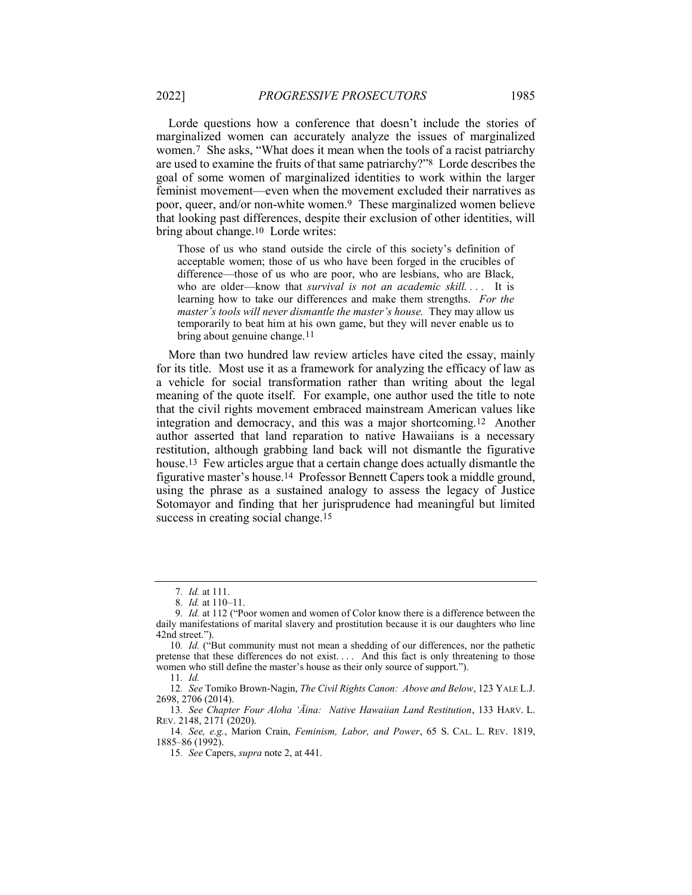Lorde questions how a conference that doesn't include the stories of marginalized women can accurately analyze the issues of marginalized women.[7] She asks, "What does it mean when the tools of a racist patriarchy are used to examine the fruits of that same patriarchy?"[8] Lorde describes the goal of some women of marginalized identities to work within the larger feminist movement—even when the movement excluded their narratives as poor, queer, and/or non-white women.[9] These marginalized women believe that looking past differences, despite their exclusion of other identities, will bring about change.[10] Lorde writes:

> Those of us who stand outside the circle of this society's definition of acceptable women; those of us who have been forged in the crucibles of difference—those of us who are poor, who are lesbians, who are Black, who are older—know that *survival is not an academic skill. . . .* It is learning how to take our differences and make them strengths. *For the master's tools will never dismantle the master's house.* They may allow us temporarily to beat him at his own game, but they will never enable us to bring about genuine change.[11]

More than two hundred law review articles have cited the essay, mainly for its title. Most use it as a framework for analyzing the efficacy of law as a vehicle for social transformation rather than writing about the legal meaning of the quote itself. For example, one author used the title to note that the civil rights movement embraced mainstream American values like integration and democracy, and this was a major shortcoming.[12] Another author asserted that land reparation to native Hawaiians is a necessary restitution, although grabbing land back will not dismantle the figurative house.[13] Few articles argue that a certain change does actually dismantle the figurative master's house.[14] Professor Bennett Capers took a middle ground, using the phrase as a sustained analogy to assess the legacy of Justice Sotomayor and finding that her jurisprudence had meaningful but limited success in creating social change.[15]

---

7. *Id.* at 111.

8. *Id.* at 110–11.

9. *Id.* at 112 ("Poor women and women of Color know there is a difference between the daily manifestations of marital slavery and prostitution because it is our daughters who line 42nd street.").

10. *Id.* ("But community must not mean a shedding of our differences, nor the pathetic pretense that these differences do not exist. . . . And this fact is only threatening to those women who still define the master's house as their only source of support.").

11. *Id.*

12. *See* Tomiko Brown-Nagin, *The Civil Rights Canon: Above and Below*, 123 YALE L.J. 2698, 2706 (2014).

13. *See Chapter Four Aloha ʻĀina: Native Hawaiian Land Restitution*, 133 HARV. L. REV. 2148, 2171 (2020).

14. *See, e.g.*, Marion Crain, *Feminism, Labor, and Power*, 65 S. CAL. L. REV. 1819, 1885–86 (1992).

15. *See* Capers, *supra* note 2, at 441.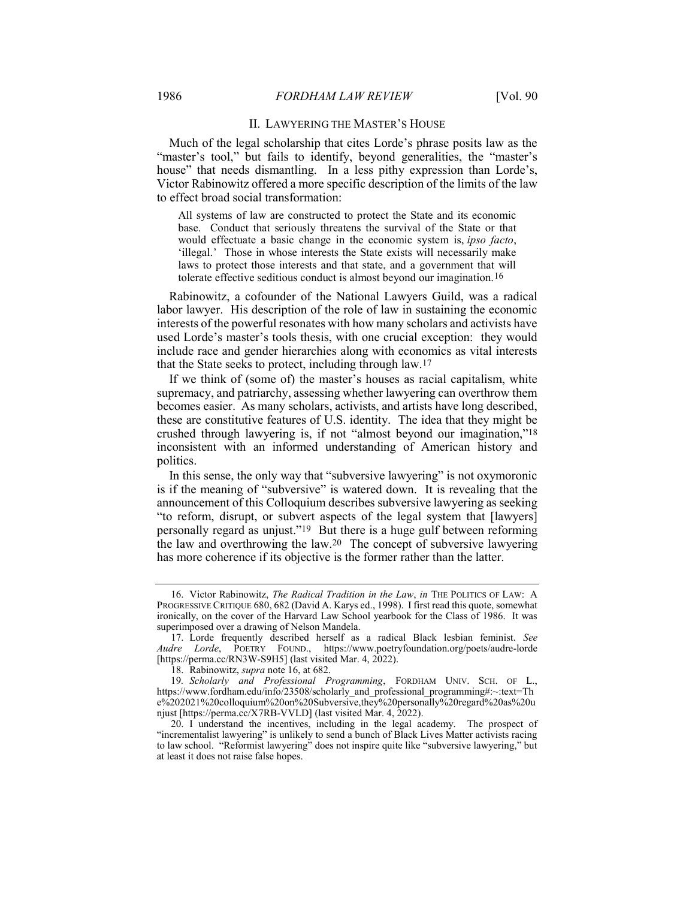## II. LAWYERING THE MASTER'S HOUSE

Much of the legal scholarship that cites Lorde's phrase posits law as the "master's tool," but fails to identify, beyond generalities, the "master's house" that needs dismantling. In a less pithy expression than Lorde's, Victor Rabinowitz offered a more specific description of the limits of the law to effect broad social transformation:

> All systems of law are constructed to protect the State and its economic base. Conduct that seriously threatens the survival of the State or that would effectuate a basic change in the economic system is, *ipso facto*, 'illegal.' Those in whose interests the State exists will necessarily make laws to protect those interests and that state, and a government that will tolerate effective seditious conduct is almost beyond our imagination.[16]

Rabinowitz, a cofounder of the National Lawyers Guild, was a radical labor lawyer. His description of the role of law in sustaining the economic interests of the powerful resonates with how many scholars and activists have used Lorde's master's tools thesis, with one crucial exception: they would include race and gender hierarchies along with economics as vital interests that the State seeks to protect, including through law.[17]

If we think of (some of) the master's houses as racial capitalism, white supremacy, and patriarchy, assessing whether lawyering can overthrow them becomes easier. As many scholars, activists, and artists have long described, these are constitutive features of U.S. identity. The idea that they might be crushed through lawyering is, if not "almost beyond our imagination,"[18] inconsistent with an informed understanding of American history and politics.

In this sense, the only way that "subversive lawyering" is not oxymoronic is if the meaning of "subversive" is watered down. It is revealing that the announcement of this Colloquium describes subversive lawyering as seeking "to reform, disrupt, or subvert aspects of the legal system that [lawyers] personally regard as unjust."[19] But there is a huge gulf between reforming the law and overthrowing the law.[20] The concept of subversive lawyering has more coherence if its objective is the former rather than the latter.

---

16. Victor Rabinowitz, *The Radical Tradition in the Law*, *in* THE POLITICS OF LAW: A PROGRESSIVE CRITIQUE 680, 682 (David A. Karys ed., 1998). I first read this quote, somewhat ironically, on the cover of the Harvard Law School yearbook for the Class of 1986. It was superimposed over a drawing of Nelson Mandela.

17. Lorde frequently described herself as a radical Black lesbian feminist. *See Audre Lorde*, POETRY FOUND., https://www.poetryfoundation.org/poets/audre-lorde [https://perma.cc/RN3W-S9H5] (last visited Mar. 4, 2022).

18. Rabinowitz, *supra* note 16, at 682.

19. *Scholarly and Professional Programming*, FORDHAM UNIV. SCH. OF L., https://www.fordham.edu/info/23508/scholarly_and_professional_programming#:~:text=The%202021%20colloquium%20on%20Subversive,they%20personally%20regard%20as%20unjust [https://perma.cc/X7RB-VVLD] (last visited Mar. 4, 2022).

20. I understand the incentives, including in the legal academy. The prospect of "incrementalist lawyering" is unlikely to send a bunch of Black Lives Matter activists racing to law school. "Reformist lawyering" does not inspire quite like "subversive lawyering," but at least it does not raise false hopes.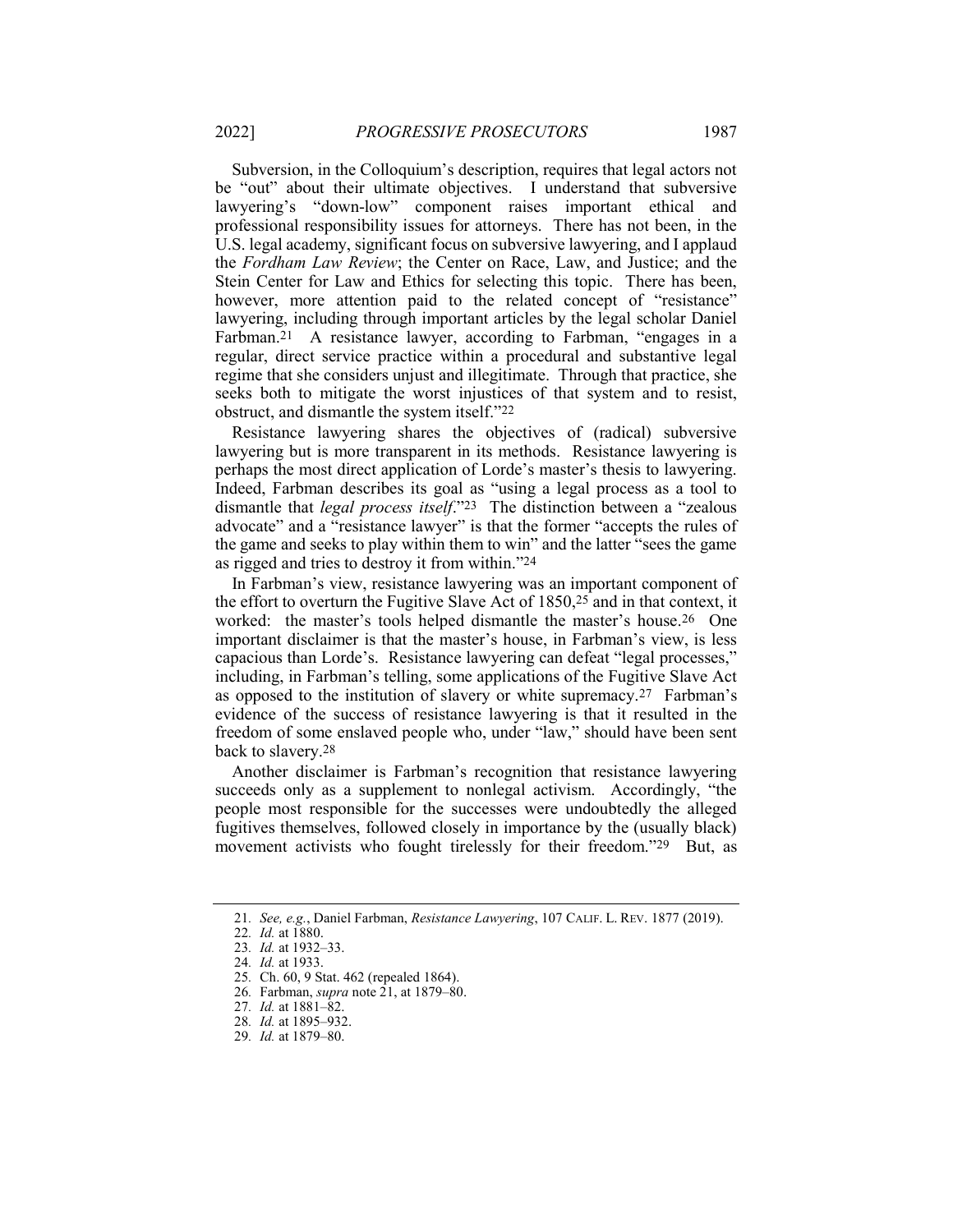Subversion, in the Colloquium's description, requires that legal actors not be "out" about their ultimate objectives. I understand that subversive lawyering's "down-low" component raises important ethical and professional responsibility issues for attorneys. There has not been, in the U.S. legal academy, significant focus on subversive lawyering, and I applaud the *Fordham Law Review*; the Center on Race, Law, and Justice; and the Stein Center for Law and Ethics for selecting this topic. There has been, however, more attention paid to the related concept of "resistance" lawyering, including through important articles by the legal scholar Daniel Farbman.[21] A resistance lawyer, according to Farbman, "engages in a regular, direct service practice within a procedural and substantive legal regime that she considers unjust and illegitimate. Through that practice, she seeks both to mitigate the worst injustices of that system and to resist, obstruct, and dismantle the system itself."[22]

Resistance lawyering shares the objectives of (radical) subversive lawyering but is more transparent in its methods. Resistance lawyering is perhaps the most direct application of Lorde's master's thesis to lawyering. Indeed, Farbman describes its goal as "using a legal process as a tool to dismantle that *legal process itself*."[23] The distinction between a "zealous advocate" and a "resistance lawyer" is that the former "accepts the rules of the game and seeks to play within them to win" and the latter "sees the game as rigged and tries to destroy it from within."[24]

In Farbman's view, resistance lawyering was an important component of the effort to overturn the Fugitive Slave Act of 1850,[25] and in that context, it worked: the master's tools helped dismantle the master's house.[26] One important disclaimer is that the master's house, in Farbman's view, is less capacious than Lorde's. Resistance lawyering can defeat "legal processes," including, in Farbman's telling, some applications of the Fugitive Slave Act as opposed to the institution of slavery or white supremacy.[27] Farbman's evidence of the success of resistance lawyering is that it resulted in the freedom of some enslaved people who, under "law," should have been sent back to slavery.[28]

Another disclaimer is Farbman's recognition that resistance lawyering succeeds only as a supplement to nonlegal activism. Accordingly, "the people most responsible for the successes were undoubtedly the alleged fugitives themselves, followed closely in importance by the (usually black) movement activists who fought tirelessly for their freedom."[29] But, as

---

21. *See, e.g.*, Daniel Farbman, *Resistance Lawyering*, 107 CALIF. L. REV. 1877 (2019).
22. *Id.* at 1880.
23. *Id.* at 1932–33.
24. *Id.* at 1933.
25. Ch. 60, 9 Stat. 462 (repealed 1864).
26. Farbman, *supra* note 21, at 1879–80.
27. *Id.* at 1881–82.
28. *Id.* at 1895–932.
29. *Id.* at 1879–80.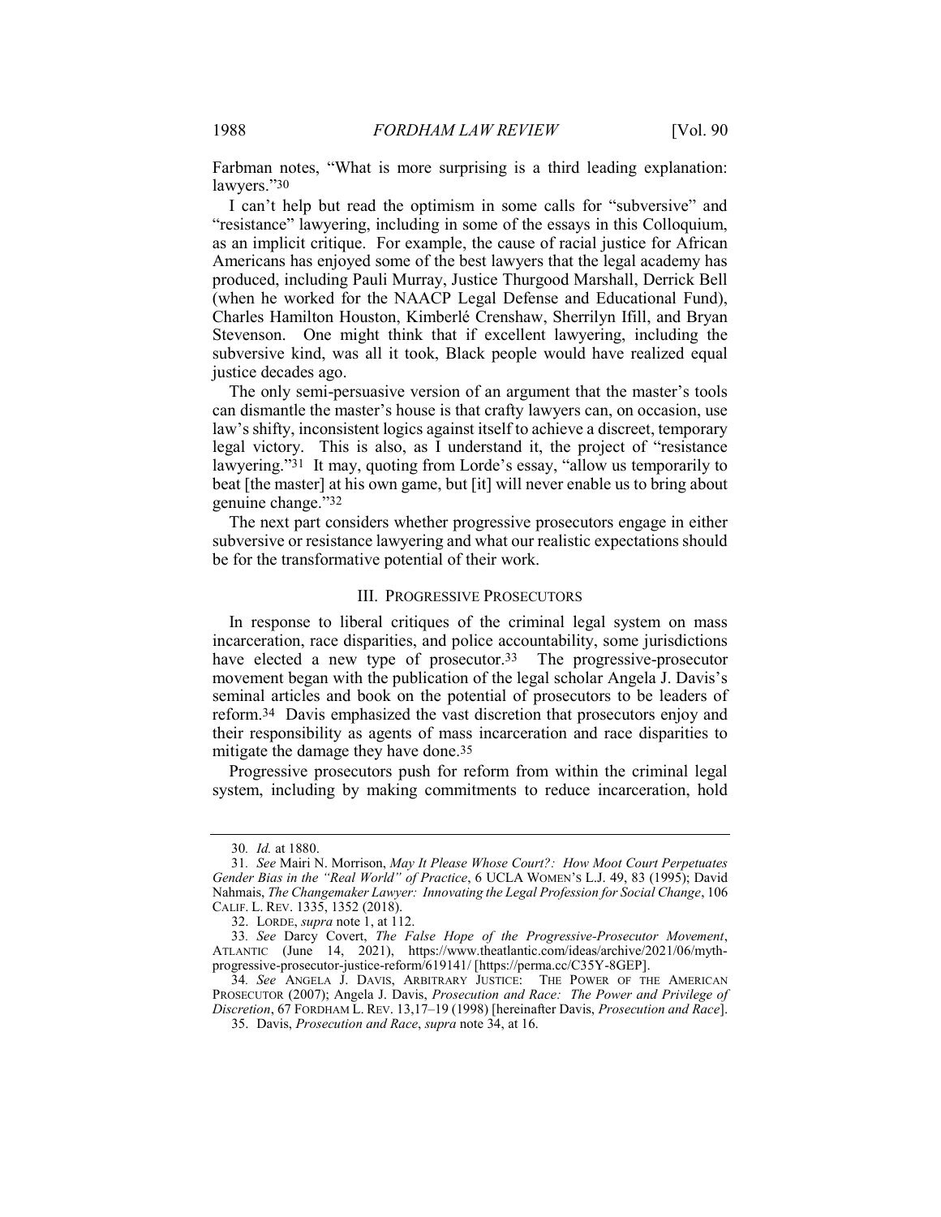Farbman notes, "What is more surprising is a third leading explanation: lawyers."[30]

I can't help but read the optimism in some calls for "subversive" and "resistance" lawyering, including in some of the essays in this Colloquium, as an implicit critique. For example, the cause of racial justice for African Americans has enjoyed some of the best lawyers that the legal academy has produced, including Pauli Murray, Justice Thurgood Marshall, Derrick Bell (when he worked for the NAACP Legal Defense and Educational Fund), Charles Hamilton Houston, Kimberlé Crenshaw, Sherrilyn Ifill, and Bryan Stevenson. One might think that if excellent lawyering, including the subversive kind, was all it took, Black people would have realized equal justice decades ago.

The only semi-persuasive version of an argument that the master's tools can dismantle the master's house is that crafty lawyers can, on occasion, use law's shifty, inconsistent logics against itself to achieve a discreet, temporary legal victory. This is also, as I understand it, the project of "resistance lawyering."[31] It may, quoting from Lorde's essay, "allow us temporarily to beat [the master] at his own game, but [it] will never enable us to bring about genuine change."[32]

The next part considers whether progressive prosecutors engage in either subversive or resistance lawyering and what our realistic expectations should be for the transformative potential of their work.

## III. PROGRESSIVE PROSECUTORS

In response to liberal critiques of the criminal legal system on mass incarceration, race disparities, and police accountability, some jurisdictions have elected a new type of prosecutor.[33] The progressive-prosecutor movement began with the publication of the legal scholar Angela J. Davis's seminal articles and book on the potential of prosecutors to be leaders of reform.[34] Davis emphasized the vast discretion that prosecutors enjoy and their responsibility as agents of mass incarceration and race disparities to mitigate the damage they have done.[35]

Progressive prosecutors push for reform from within the criminal legal system, including by making commitments to reduce incarceration, hold

---

30. *Id.* at 1880.

31. *See* Mairi N. Morrison, *May It Please Whose Court?: How Moot Court Perpetuates Gender Bias in the "Real World" of Practice*, 6 UCLA WOMEN'S L.J. 49, 83 (1995); David Nahmais, *The Changemaker Lawyer: Innovating the Legal Profession for Social Change*, 106 CALIF. L. REV. 1335, 1352 (2018).

32. LORDE, *supra* note 1, at 112.

33. *See* Darcy Covert, *The False Hope of the Progressive-Prosecutor Movement*, ATLANTIC (June 14, 2021), https://www.theatlantic.com/ideas/archive/2021/06/myth-progressive-prosecutor-justice-reform/619141/ [https://perma.cc/C35Y-8GEP].

34. *See* ANGELA J. DAVIS, ARBITRARY JUSTICE: THE POWER OF THE AMERICAN PROSECUTOR (2007); Angela J. Davis, *Prosecution and Race: The Power and Privilege of Discretion*, 67 FORDHAM L. REV. 13,17–19 (1998) [hereinafter Davis, *Prosecution and Race*].

35. Davis, *Prosecution and Race*, *supra* note 34, at 16.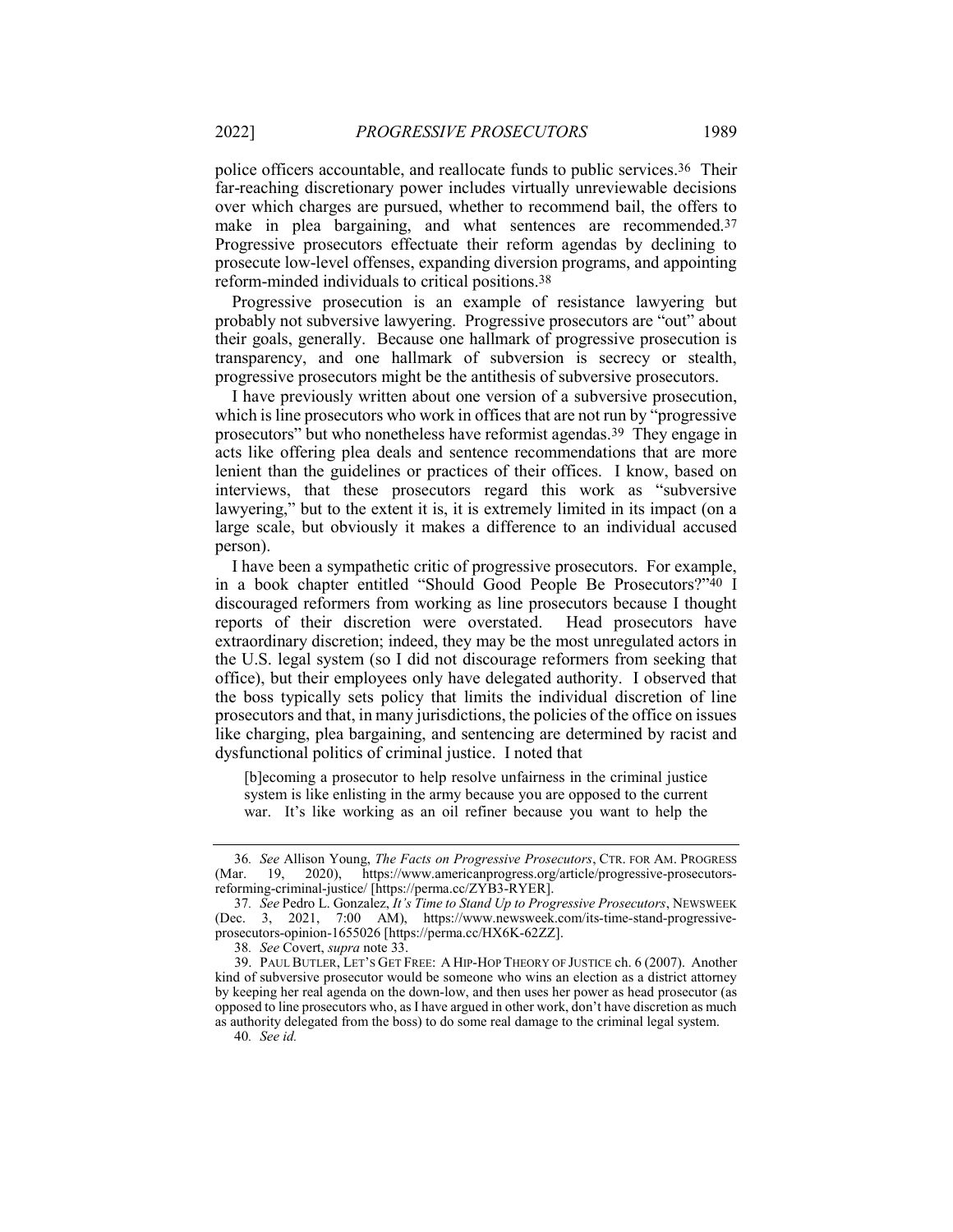police officers accountable, and reallocate funds to public services.[36] Their far-reaching discretionary power includes virtually unreviewable decisions over which charges are pursued, whether to recommend bail, the offers to make in plea bargaining, and what sentences are recommended.[37] Progressive prosecutors effectuate their reform agendas by declining to prosecute low-level offenses, expanding diversion programs, and appointing reform-minded individuals to critical positions.[38]

Progressive prosecution is an example of resistance lawyering but probably not subversive lawyering. Progressive prosecutors are "out" about their goals, generally. Because one hallmark of progressive prosecution is transparency, and one hallmark of subversion is secrecy or stealth, progressive prosecutors might be the antithesis of subversive prosecutors.

I have previously written about one version of a subversive prosecution, which is line prosecutors who work in offices that are not run by "progressive prosecutors" but who nonetheless have reformist agendas.[39] They engage in acts like offering plea deals and sentence recommendations that are more lenient than the guidelines or practices of their offices. I know, based on interviews, that these prosecutors regard this work as "subversive lawyering," but to the extent it is, it is extremely limited in its impact (on a large scale, but obviously it makes a difference to an individual accused person).

I have been a sympathetic critic of progressive prosecutors. For example, in a book chapter entitled "Should Good People Be Prosecutors?"[40] I discouraged reformers from working as line prosecutors because I thought reports of their discretion were overstated. Head prosecutors have extraordinary discretion; indeed, they may be the most unregulated actors in the U.S. legal system (so I did not discourage reformers from seeking that office), but their employees only have delegated authority. I observed that the boss typically sets policy that limits the individual discretion of line prosecutors and that, in many jurisdictions, the policies of the office on issues like charging, plea bargaining, and sentencing are determined by racist and dysfunctional politics of criminal justice. I noted that

> [b]ecoming a prosecutor to help resolve unfairness in the criminal justice system is like enlisting in the army because you are opposed to the current war. It's like working as an oil refiner because you want to help the

---

36. *See* Allison Young, *The Facts on Progressive Prosecutors*, CTR. FOR AM. PROGRESS (Mar. 19, 2020), https://www.americanprogress.org/article/progressive-prosecutors-reforming-criminal-justice/ [https://perma.cc/ZYB3-RYER].

37. *See* Pedro L. Gonzalez, *It's Time to Stand Up to Progressive Prosecutors*, NEWSWEEK (Dec. 3, 2021, 7:00 AM), https://www.newsweek.com/its-time-stand-progressive-prosecutors-opinion-1655026 [https://perma.cc/HX6K-62ZZ].

38. *See* Covert, *supra* note 33.

39. PAUL BUTLER, LET'S GET FREE: A HIP-HOP THEORY OF JUSTICE ch. 6 (2007). Another kind of subversive prosecutor would be someone who wins an election as a district attorney by keeping her real agenda on the down-low, and then uses her power as head prosecutor (as opposed to line prosecutors who, as I have argued in other work, don't have discretion as much as authority delegated from the boss) to do some real damage to the criminal legal system.

40. *See id.*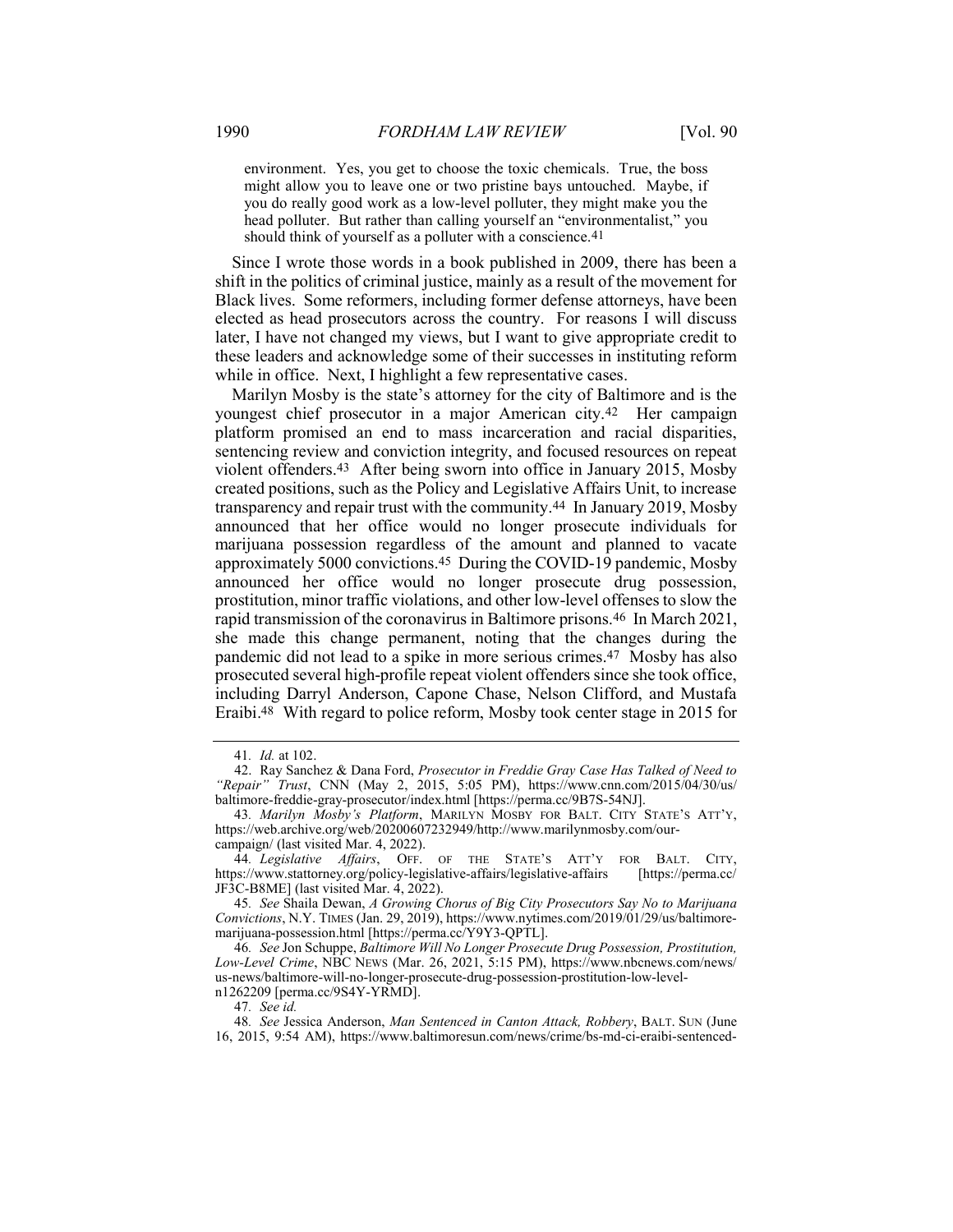environment. Yes, you get to choose the toxic chemicals. True, the boss might allow you to leave one or two pristine bays untouched. Maybe, if you do really good work as a low-level polluter, they might make you the head polluter. But rather than calling yourself an "environmentalist," you should think of yourself as a polluter with a conscience.[41]

Since I wrote those words in a book published in 2009, there has been a shift in the politics of criminal justice, mainly as a result of the movement for Black lives. Some reformers, including former defense attorneys, have been elected as head prosecutors across the country. For reasons I will discuss later, I have not changed my views, but I want to give appropriate credit to these leaders and acknowledge some of their successes in instituting reform while in office. Next, I highlight a few representative cases.

Marilyn Mosby is the state's attorney for the city of Baltimore and is the youngest chief prosecutor in a major American city.[42] Her campaign platform promised an end to mass incarceration and racial disparities, sentencing review and conviction integrity, and focused resources on repeat violent offenders.[43] After being sworn into office in January 2015, Mosby created positions, such as the Policy and Legislative Affairs Unit, to increase transparency and repair trust with the community.[44] In January 2019, Mosby announced that her office would no longer prosecute individuals for marijuana possession regardless of the amount and planned to vacate approximately 5000 convictions.[45] During the COVID-19 pandemic, Mosby announced her office would no longer prosecute drug possession, prostitution, minor traffic violations, and other low-level offenses to slow the rapid transmission of the coronavirus in Baltimore prisons.[46] In March 2021, she made this change permanent, noting that the changes during the pandemic did not lead to a spike in more serious crimes.[47] Mosby has also prosecuted several high-profile repeat violent offenders since she took office, including Darryl Anderson, Capone Chase, Nelson Clifford, and Mustafa Eraibi.[48] With regard to police reform, Mosby took center stage in 2015 for

---

41. *Id.* at 102.

42. Ray Sanchez & Dana Ford, *Prosecutor in Freddie Gray Case Has Talked of Need to "Repair" Trust*, CNN (May 2, 2015, 5:05 PM), https://www.cnn.com/2015/04/30/us/baltimore-freddie-gray-prosecutor/index.html [https://perma.cc/9B7S-54NJ].

43. *Marilyn Mosby's Platform*, MARILYN MOSBY FOR BALT. CITY STATE'S ATT'Y, https://web.archive.org/web/20200607232949/http://www.marilynmosby.com/our-campaign/ (last visited Mar. 4, 2022).

44. *Legislative Affairs*, OFF. OF THE STATE'S ATT'Y FOR BALT. CITY, https://www.stattorney.org/policy-legislative-affairs/legislative-affairs [https://perma.cc/JF3C-B8ME] (last visited Mar. 4, 2022).

45. *See* Shaila Dewan, *A Growing Chorus of Big City Prosecutors Say No to Marijuana Convictions*, N.Y. TIMES (Jan. 29, 2019), https://www.nytimes.com/2019/01/29/us/baltimore-marijuana-possession.html [https://perma.cc/Y9Y3-QPTL].

46. *See* Jon Schuppe, *Baltimore Will No Longer Prosecute Drug Possession, Prostitution, Low-Level Crime*, NBC NEWS (Mar. 26, 2021, 5:15 PM), https://www.nbcnews.com/news/us-news/baltimore-will-no-longer-prosecute-drug-possession-prostitution-low-level-n1262209 [perma.cc/9S4Y-YRMD].

47. *See id.*

48. *See* Jessica Anderson, *Man Sentenced in Canton Attack, Robbery*, BALT. SUN (June 16, 2015, 9:54 AM), https://www.baltimoresun.com/news/crime/bs-md-ci-eraibi-sentenced-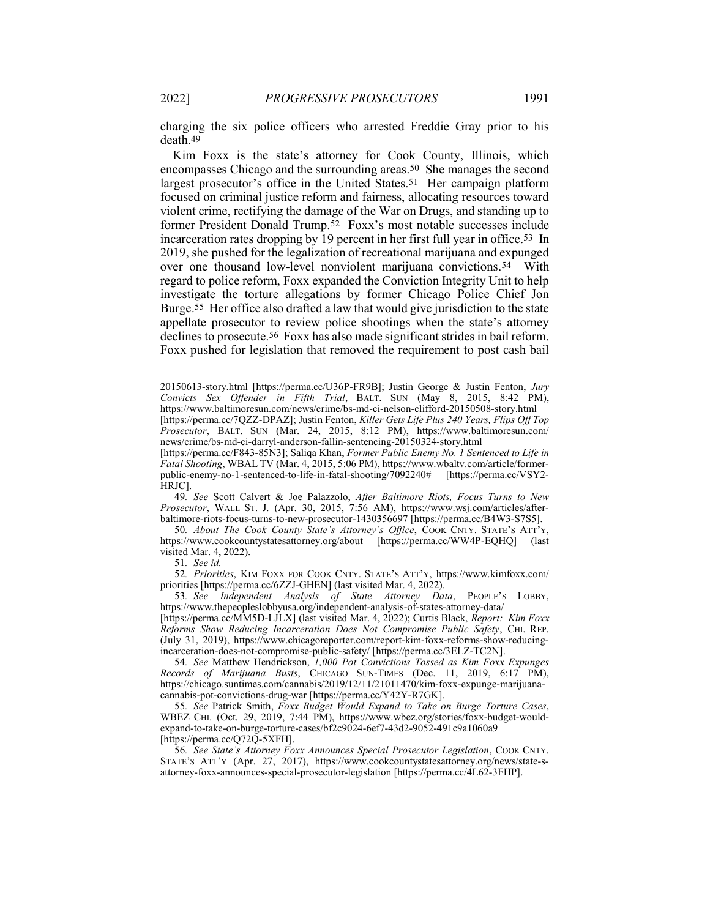charging the six police officers who arrested Freddie Gray prior to his death.[49]

Kim Foxx is the state's attorney for Cook County, Illinois, which encompasses Chicago and the surrounding areas.[50] She manages the second largest prosecutor's office in the United States.[51] Her campaign platform focused on criminal justice reform and fairness, allocating resources toward violent crime, rectifying the damage of the War on Drugs, and standing up to former President Donald Trump.[52] Foxx's most notable successes include incarceration rates dropping by 19 percent in her first full year in office.[53] In 2019, she pushed for the legalization of recreational marijuana and expunged over one thousand low-level nonviolent marijuana convictions.[54] With regard to police reform, Foxx expanded the Conviction Integrity Unit to help investigate the torture allegations by former Chicago Police Chief Jon Burge.[55] Her office also drafted a law that would give jurisdiction to the state appellate prosecutor to review police shootings when the state's attorney declines to prosecute.[56] Foxx has also made significant strides in bail reform. Foxx pushed for legislation that removed the requirement to post cash bail

---

20150613-story.html [https://perma.cc/U36P-FR9B]; Justin George & Justin Fenton, *Jury Convicts Sex Offender in Fifth Trial*, BALT. SUN (May 8, 2015, 8:42 PM), https://www.baltimoresun.com/news/crime/bs-md-ci-nelson-clifford-20150508-story.html [https://perma.cc/7QZZ-DPAZ]; Justin Fenton, *Killer Gets Life Plus 240 Years, Flips Off Top Prosecutor*, BALT. SUN (Mar. 24, 2015, 8:12 PM), https://www.baltimoresun.com/news/crime/bs-md-ci-darryl-anderson-fallin-sentencing-20150324-story.html [https://perma.cc/F843-85N3]; Saliqa Khan, *Former Public Enemy No. 1 Sentenced to Life in Fatal Shooting*, WBAL TV (Mar. 4, 2015, 5:06 PM), https://www.wbaltv.com/article/former-public-enemy-no-1-sentenced-to-life-in-fatal-shooting/7092240# [https://perma.cc/VSY2-HRJC].

49. *See* Scott Calvert & Joe Palazzolo, *After Baltimore Riots, Focus Turns to New Prosecutor*, WALL ST. J. (Apr. 30, 2015, 7:56 AM), https://www.wsj.com/articles/after-baltimore-riots-focus-turns-to-new-prosecutor-1430356697 [https://perma.cc/B4W3-S7S5].

50. *About The Cook County State's Attorney's Office*, COOK CNTY. STATE'S ATT'Y, https://www.cookcountystatesattorney.org/about [https://perma.cc/WW4P-EQHQ] (last visited Mar. 4, 2022).

51. *See id.*

52. *Priorities*, KIM FOXX FOR COOK CNTY. STATE'S ATT'Y, https://www.kimfoxx.com/priorities [https://perma.cc/6ZZJ-GHEN] (last visited Mar. 4, 2022).

53. *See Independent Analysis of State Attorney Data*, PEOPLE'S LOBBY, https://www.thepeopleslobbyusa.org/independent-analysis-of-states-attorney-data/ [https://perma.cc/MM5D-LJLX] (last visited Mar. 4, 2022); Curtis Black, *Report: Kim Foxx Reforms Show Reducing Incarceration Does Not Compromise Public Safety*, CHI. REP. (July 31, 2019), https://www.chicagoreporter.com/report-kim-foxx-reforms-show-reducing-incarceration-does-not-compromise-public-safety/ [https://perma.cc/3ELZ-TC2N].

54. *See* Matthew Hendrickson, *1,000 Pot Convictions Tossed as Kim Foxx Expunges Records of Marijuana Busts*, CHICAGO SUN-TIMES (Dec. 11, 2019, 6:17 PM), https://chicago.suntimes.com/cannabis/2019/12/11/21011470/kim-foxx-expunge-marijuana-cannabis-pot-convictions-drug-war [https://perma.cc/Y42Y-R7GK].

55. *See* Patrick Smith, *Foxx Budget Would Expand to Take on Burge Torture Cases*, WBEZ CHI. (Oct. 29, 2019, 7:44 PM), https://www.wbez.org/stories/foxx-budget-would-expand-to-take-on-burge-torture-cases/bf2c9024-6ef7-43d2-9052-491c9a1060a9 [https://perma.cc/Q72Q-5XFH].

56. *See State's Attorney Foxx Announces Special Prosecutor Legislation*, COOK CNTY. STATE'S ATT'Y (Apr. 27, 2017), https://www.cookcountystatesattorney.org/news/state-s-attorney-foxx-announces-special-prosecutor-legislation [https://perma.cc/4L62-3FHP].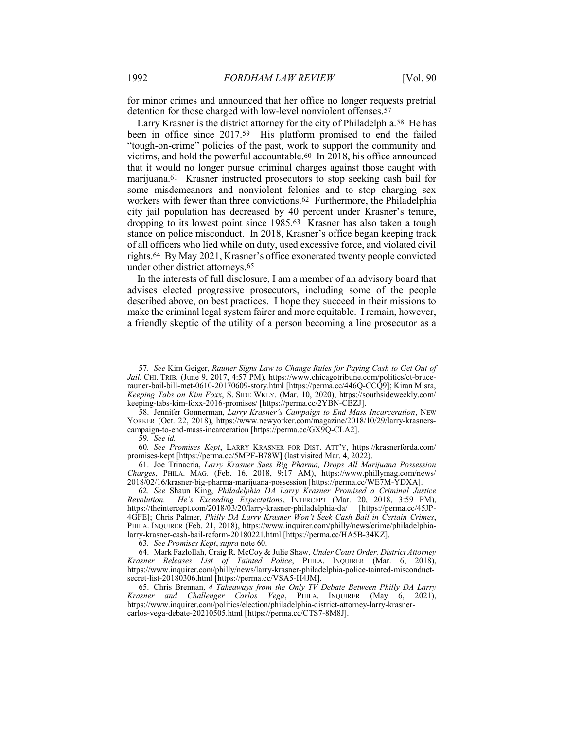for minor crimes and announced that her office no longer requests pretrial detention for those charged with low-level nonviolent offenses.[57]

Larry Krasner is the district attorney for the city of Philadelphia.[58] He has been in office since 2017.[59] His platform promised to end the failed "tough-on-crime" policies of the past, work to support the community and victims, and hold the powerful accountable.[60] In 2018, his office announced that it would no longer pursue criminal charges against those caught with marijuana.[61] Krasner instructed prosecutors to stop seeking cash bail for some misdemeanors and nonviolent felonies and to stop charging sex workers with fewer than three convictions.[62] Furthermore, the Philadelphia city jail population has decreased by 40 percent under Krasner's tenure, dropping to its lowest point since 1985.[63] Krasner has also taken a tough stance on police misconduct. In 2018, Krasner's office began keeping track of all officers who lied while on duty, used excessive force, and violated civil rights.[64] By May 2021, Krasner's office exonerated twenty people convicted under other district attorneys.[65]

In the interests of full disclosure, I am a member of an advisory board that advises elected progressive prosecutors, including some of the people described above, on best practices. I hope they succeed in their missions to make the criminal legal system fairer and more equitable. I remain, however, a friendly skeptic of the utility of a person becoming a line prosecutor as a

---

57. *See* Kim Geiger, *Rauner Signs Law to Change Rules for Paying Cash to Get Out of Jail*, CHI. TRIB. (June 9, 2017, 4:57 PM), https://www.chicagotribune.com/politics/ct-bruce-rauner-bail-bill-met-0610-20170609-story.html [https://perma.cc/446Q-CCQ9]; Kiran Misra, *Keeping Tabs on Kim Foxx*, S. SIDE WKLY. (Mar. 10, 2020), https://southsideweekly.com/keeping-tabs-kim-foxx-2016-promises/ [https://perma.cc/2YBN-CBZJ].

58. Jennifer Gonnerman, *Larry Krasner's Campaign to End Mass Incarceration*, NEW YORKER (Oct. 22, 2018), https://www.newyorker.com/magazine/2018/10/29/larry-krasners-campaign-to-end-mass-incarceration [https://perma.cc/GX9Q-CLA2].

59. *See id.*

60. *See Promises Kept*, LARRY KRASNER FOR DIST. ATT'Y, https://krasnerforda.com/promises-kept [https://perma.cc/5MPF-B78W] (last visited Mar. 4, 2022).

61. Joe Trinacria, *Larry Krasner Sues Big Pharma, Drops All Marijuana Possession Charges*, PHILA. MAG. (Feb. 16, 2018, 9:17 AM), https://www.phillymag.com/news/2018/02/16/krasner-big-pharma-marijuana-possession [https://perma.cc/WE7M-YDXA].

62. *See* Shaun King, *Philadelphia DA Larry Krasner Promised a Criminal Justice Revolution. He's Exceeding Expectations*, INTERCEPT (Mar. 20, 2018, 3:59 PM), https://theintercept.com/2018/03/20/larry-krasner-philadelphia-da/ [https://perma.cc/45JP-4GFE]; Chris Palmer, *Philly DA Larry Krasner Won't Seek Cash Bail in Certain Crimes*, PHILA. INQUIRER (Feb. 21, 2018), https://www.inquirer.com/philly/news/crime/philadelphia-larry-krasner-cash-bail-reform-20180221.html [https://perma.cc/HA5B-34KZ].

63. *See Promises Kept*, *supra* note 60.

64. Mark Fazlollah, Craig R. McCoy & Julie Shaw, *Under Court Order, District Attorney Krasner Releases List of Tainted Police*, PHILA. INQUIRER (Mar. 6, 2018), https://www.inquirer.com/philly/news/larry-krasner-philadelphia-police-tainted-misconduct-secret-list-20180306.html [https://perma.cc/VSA5-H4JM].

65. Chris Brennan, *4 Takeaways from the Only TV Debate Between Philly DA Larry Krasner and Challenger Carlos Vega*, PHILA. INQUIRER (May 6, 2021), https://www.inquirer.com/politics/election/philadelphia-district-attorney-larry-krasner-carlos-vega-debate-20210505.html [https://perma.cc/CTS7-8M8J].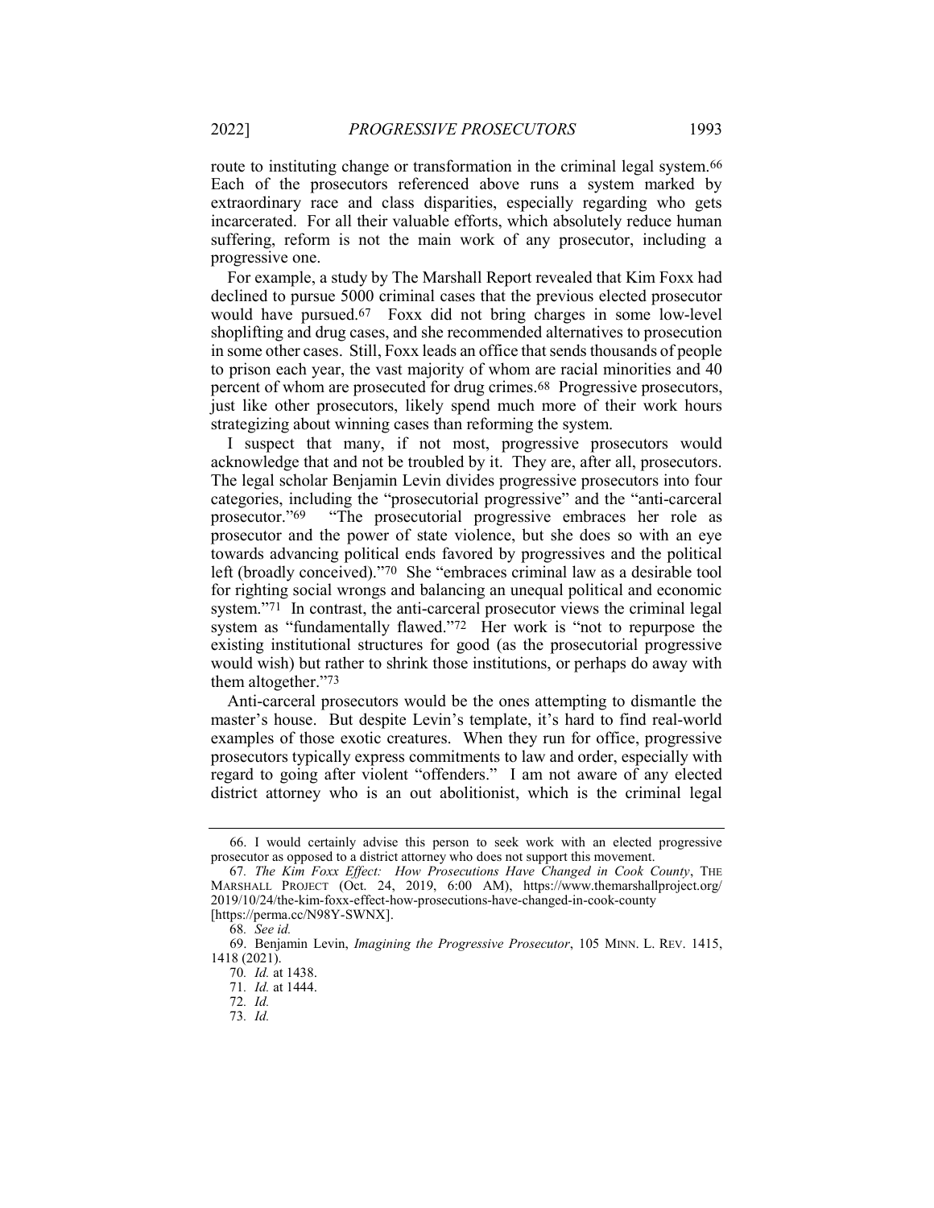route to instituting change or transformation in the criminal legal system.[66] Each of the prosecutors referenced above runs a system marked by extraordinary race and class disparities, especially regarding who gets incarcerated. For all their valuable efforts, which absolutely reduce human suffering, reform is not the main work of any prosecutor, including a progressive one.

For example, a study by The Marshall Report revealed that Kim Foxx had declined to pursue 5000 criminal cases that the previous elected prosecutor would have pursued.[67] Foxx did not bring charges in some low-level shoplifting and drug cases, and she recommended alternatives to prosecution in some other cases. Still, Foxx leads an office that sends thousands of people to prison each year, the vast majority of whom are racial minorities and 40 percent of whom are prosecuted for drug crimes.[68] Progressive prosecutors, just like other prosecutors, likely spend much more of their work hours strategizing about winning cases than reforming the system.

I suspect that many, if not most, progressive prosecutors would acknowledge that and not be troubled by it. They are, after all, prosecutors. The legal scholar Benjamin Levin divides progressive prosecutors into four categories, including the "prosecutorial progressive" and the "anti-carceral prosecutor."[69] "The prosecutorial progressive embraces her role as prosecutor and the power of state violence, but she does so with an eye towards advancing political ends favored by progressives and the political left (broadly conceived)."[70] She "embraces criminal law as a desirable tool for righting social wrongs and balancing an unequal political and economic system."[71] In contrast, the anti-carceral prosecutor views the criminal legal system as "fundamentally flawed."[72] Her work is "not to repurpose the existing institutional structures for good (as the prosecutorial progressive would wish) but rather to shrink those institutions, or perhaps do away with them altogether."[73]

Anti-carceral prosecutors would be the ones attempting to dismantle the master's house. But despite Levin's template, it's hard to find real-world examples of those exotic creatures. When they run for office, progressive prosecutors typically express commitments to law and order, especially with regard to going after violent "offenders." I am not aware of any elected district attorney who is an out abolitionist, which is the criminal legal

---

66. I would certainly advise this person to seek work with an elected progressive prosecutor as opposed to a district attorney who does not support this movement.

67. *The Kim Foxx Effect: How Prosecutions Have Changed in Cook County*, THE MARSHALL PROJECT (Oct. 24, 2019, 6:00 AM), https://www.themarshallproject.org/2019/10/24/the-kim-foxx-effect-how-prosecutions-have-changed-in-cook-county [https://perma.cc/N98Y-SWNX].

68. *See id.*

69. Benjamin Levin, *Imagining the Progressive Prosecutor*, 105 MINN. L. REV. 1415, 1418 (2021).

70. *Id.* at 1438.

71. *Id.* at 1444.

72. *Id.*

73. *Id.*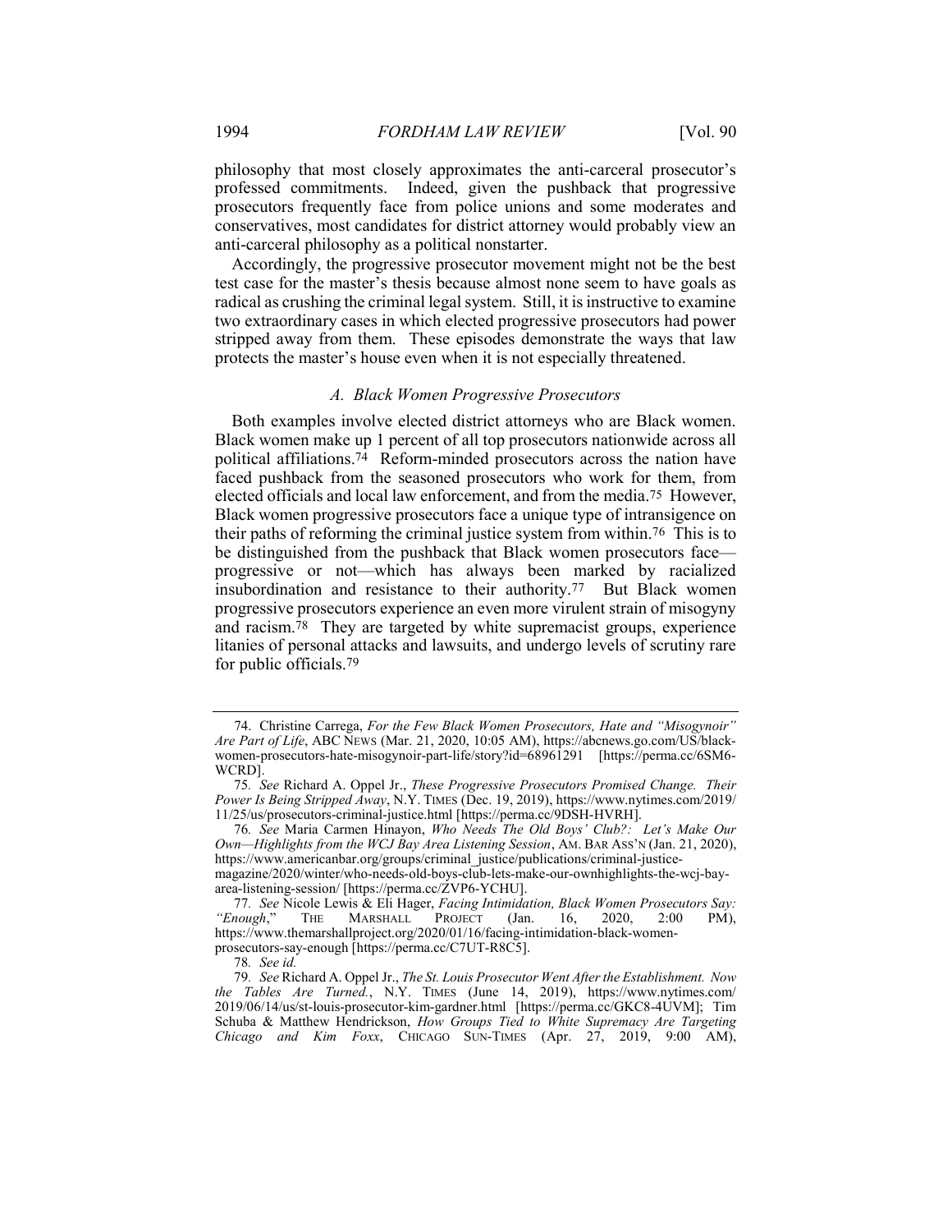philosophy that most closely approximates the anti-carceral prosecutor's professed commitments. Indeed, given the pushback that progressive prosecutors frequently face from police unions and some moderates and conservatives, most candidates for district attorney would probably view an anti-carceral philosophy as a political nonstarter.

Accordingly, the progressive prosecutor movement might not be the best test case for the master's thesis because almost none seem to have goals as radical as crushing the criminal legal system. Still, it is instructive to examine two extraordinary cases in which elected progressive prosecutors had power stripped away from them. These episodes demonstrate the ways that law protects the master's house even when it is not especially threatened.

### *A. Black Women Progressive Prosecutors*

Both examples involve elected district attorneys who are Black women. Black women make up 1 percent of all top prosecutors nationwide across all political affiliations.[74] Reform-minded prosecutors across the nation have faced pushback from the seasoned prosecutors who work for them, from elected officials and local law enforcement, and from the media.[75] However, Black women progressive prosecutors face a unique type of intransigence on their paths of reforming the criminal justice system from within.[76] This is to be distinguished from the pushback that Black women prosecutors face—progressive or not—which has always been marked by racialized insubordination and resistance to their authority.[77] But Black women progressive prosecutors experience an even more virulent strain of misogyny and racism.[78] They are targeted by white supremacist groups, experience litanies of personal attacks and lawsuits, and undergo levels of scrutiny rare for public officials.[79]

---

74. Christine Carrega, *For the Few Black Women Prosecutors, Hate and "Misogynoir" Are Part of Life*, ABC NEWS (Mar. 21, 2020, 10:05 AM), https://abcnews.go.com/US/black-women-prosecutors-hate-misogynoir-part-life/story?id=68961291 [https://perma.cc/6SM6-WCRD].

75. *See* Richard A. Oppel Jr., *These Progressive Prosecutors Promised Change. Their Power Is Being Stripped Away*, N.Y. TIMES (Dec. 19, 2019), https://www.nytimes.com/2019/11/25/us/prosecutors-criminal-justice.html [https://perma.cc/9DSH-HVRH].

76. *See* Maria Carmen Hinayon, *Who Needs The Old Boys' Club?: Let's Make Our Own—Highlights from the WCJ Bay Area Listening Session*, AM. BAR ASS'N (Jan. 21, 2020), https://www.americanbar.org/groups/criminal_justice/publications/criminal-justice-magazine/2020/winter/who-needs-old-boys-club-lets-make-our-ownhighlights-the-wcj-bay-area-listening-session/ [https://perma.cc/ZVP6-YCHU].

77. *See* Nicole Lewis & Eli Hager, *Facing Intimidation, Black Women Prosecutors Say: "Enough*," THE MARSHALL PROJECT (Jan. 16, 2020, 2:00 PM), https://www.themarshallproject.org/2020/01/16/facing-intimidation-black-women-prosecutors-say-enough [https://perma.cc/C7UT-R8C5].

78. *See id.*

79. *See* Richard A. Oppel Jr., *The St. Louis Prosecutor Went After the Establishment. Now the Tables Are Turned.*, N.Y. TIMES (June 14, 2019), https://www.nytimes.com/2019/06/14/us/st-louis-prosecutor-kim-gardner.html [https://perma.cc/GKC8-4UVM]; Tim Schuba & Matthew Hendrickson, *How Groups Tied to White Supremacy Are Targeting Chicago and Kim Foxx*, CHICAGO SUN-TIMES (Apr. 27, 2019, 9:00 AM),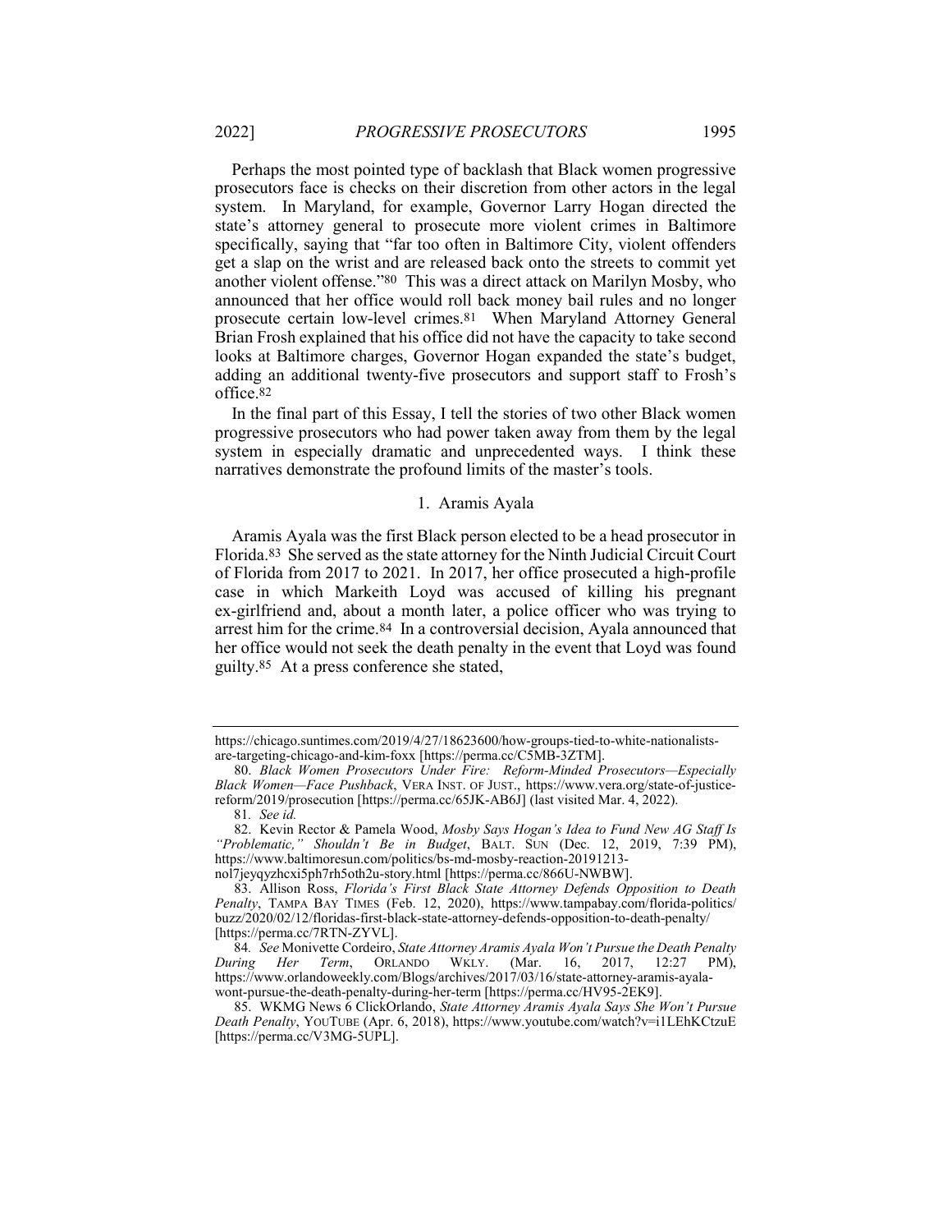Perhaps the most pointed type of backlash that Black women progressive prosecutors face is checks on their discretion from other actors in the legal system. In Maryland, for example, Governor Larry Hogan directed the state's attorney general to prosecute more violent crimes in Baltimore specifically, saying that "far too often in Baltimore City, violent offenders get a slap on the wrist and are released back onto the streets to commit yet another violent offense."[80] This was a direct attack on Marilyn Mosby, who announced that her office would roll back money bail rules and no longer prosecute certain low-level crimes.[81] When Maryland Attorney General Brian Frosh explained that his office did not have the capacity to take second looks at Baltimore charges, Governor Hogan expanded the state's budget, adding an additional twenty-five prosecutors and support staff to Frosh's office.[82]

In the final part of this Essay, I tell the stories of two other Black women progressive prosecutors who had power taken away from them by the legal system in especially dramatic and unprecedented ways. I think these narratives demonstrate the profound limits of the master's tools.

### 1. Aramis Ayala

Aramis Ayala was the first Black person elected to be a head prosecutor in Florida.[83] She served as the state attorney for the Ninth Judicial Circuit Court of Florida from 2017 to 2021. In 2017, her office prosecuted a high-profile case in which Markeith Loyd was accused of killing his pregnant ex-girlfriend and, about a month later, a police officer who was trying to arrest him for the crime.[84] In a controversial decision, Ayala announced that her office would not seek the death penalty in the event that Loyd was found guilty.[85] At a press conference she stated,

---

https://chicago.suntimes.com/2019/4/27/18623600/how-groups-tied-to-white-nationalists-are-targeting-chicago-and-kim-foxx [https://perma.cc/C5MB-3ZTM].

80. *Black Women Prosecutors Under Fire: Reform-Minded Prosecutors—Especially Black Women—Face Pushback*, VERA INST. OF JUST., https://www.vera.org/state-of-justice-reform/2019/prosecution [https://perma.cc/65JK-AB6J] (last visited Mar. 4, 2022).

81. *See id.*

82. Kevin Rector & Pamela Wood, *Mosby Says Hogan's Idea to Fund New AG Staff Is "Problematic," Shouldn't Be in Budget*, BALT. SUN (Dec. 12, 2019, 7:39 PM), https://www.baltimoresun.com/politics/bs-md-mosby-reaction-20191213-nol7jeyqyzhcxi5ph7rh5oth2u-story.html [https://perma.cc/866U-NWBW].

83. Allison Ross, *Florida's First Black State Attorney Defends Opposition to Death Penalty*, TAMPA BAY TIMES (Feb. 12, 2020), https://www.tampabay.com/florida-politics/buzz/2020/02/12/floridas-first-black-state-attorney-defends-opposition-to-death-penalty/ [https://perma.cc/7RTN-ZYVL].

84. *See* Monivette Cordeiro, *State Attorney Aramis Ayala Won't Pursue the Death Penalty During Her Term*, ORLANDO WKLY. (Mar. 16, 2017, 12:27 PM), https://www.orlandoweekly.com/Blogs/archives/2017/03/16/state-attorney-aramis-ayala-wont-pursue-the-death-penalty-during-her-term [https://perma.cc/HV95-2EK9].

85. WKMG News 6 ClickOrlando, *State Attorney Aramis Ayala Says She Won't Pursue Death Penalty*, YOUTUBE (Apr. 6, 2018), https://www.youtube.com/watch?v=i1LEhKCtzuE [https://perma.cc/V3MG-5UPL].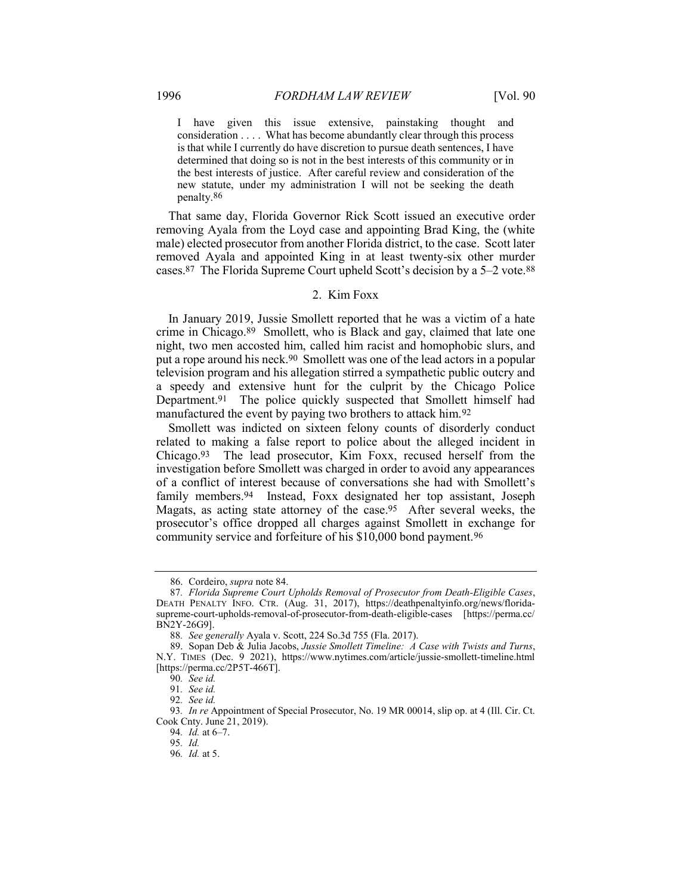> I have given this issue extensive, painstaking thought and consideration . . . . What has become abundantly clear through this process is that while I currently do have discretion to pursue death sentences, I have determined that doing so is not in the best interests of this community or in the best interests of justice. After careful review and consideration of the new statute, under my administration I will not be seeking the death penalty.[86]

That same day, Florida Governor Rick Scott issued an executive order removing Ayala from the Loyd case and appointing Brad King, the (white male) elected prosecutor from another Florida district, to the case. Scott later removed Ayala and appointed King in at least twenty-six other murder cases.[87] The Florida Supreme Court upheld Scott's decision by a 5–2 vote.[88]

### 2. Kim Foxx

In January 2019, Jussie Smollett reported that he was a victim of a hate crime in Chicago.[89] Smollett, who is Black and gay, claimed that late one night, two men accosted him, called him racist and homophobic slurs, and put a rope around his neck.[90] Smollett was one of the lead actors in a popular television program and his allegation stirred a sympathetic public outcry and a speedy and extensive hunt for the culprit by the Chicago Police Department.[91] The police quickly suspected that Smollett himself had manufactured the event by paying two brothers to attack him.[92]

Smollett was indicted on sixteen felony counts of disorderly conduct related to making a false report to police about the alleged incident in Chicago.[93] The lead prosecutor, Kim Foxx, recused herself from the investigation before Smollett was charged in order to avoid any appearances of a conflict of interest because of conversations she had with Smollett's family members.[94] Instead, Foxx designated her top assistant, Joseph Magats, as acting state attorney of the case.[95] After several weeks, the prosecutor's office dropped all charges against Smollett in exchange for community service and forfeiture of his $10,000 bond payment.[96]

---

86. Cordeiro, *supra* note 84.

87. *Florida Supreme Court Upholds Removal of Prosecutor from Death-Eligible Cases*, DEATH PENALTY INFO. CTR. (Aug. 31, 2017), https://deathpenaltyinfo.org/news/florida-supreme-court-upholds-removal-of-prosecutor-from-death-eligible-cases [https://perma.cc/BN2Y-26G9].

88. *See generally* Ayala v. Scott, 224 So.3d 755 (Fla. 2017).

89. Sopan Deb & Julia Jacobs, *Jussie Smollett Timeline: A Case with Twists and Turns*, N.Y. TIMES (Dec. 9 2021), https://www.nytimes.com/article/jussie-smollett-timeline.html [https://perma.cc/2P5T-466T].

90. *See id.*

91. *See id.*

92. *See id.*

93. *In re* Appointment of Special Prosecutor, No. 19 MR 00014, slip op. at 4 (Ill. Cir. Ct. Cook Cnty. June 21, 2019).

94. *Id.* at 6–7.

95. *Id.*

96. *Id.* at 5.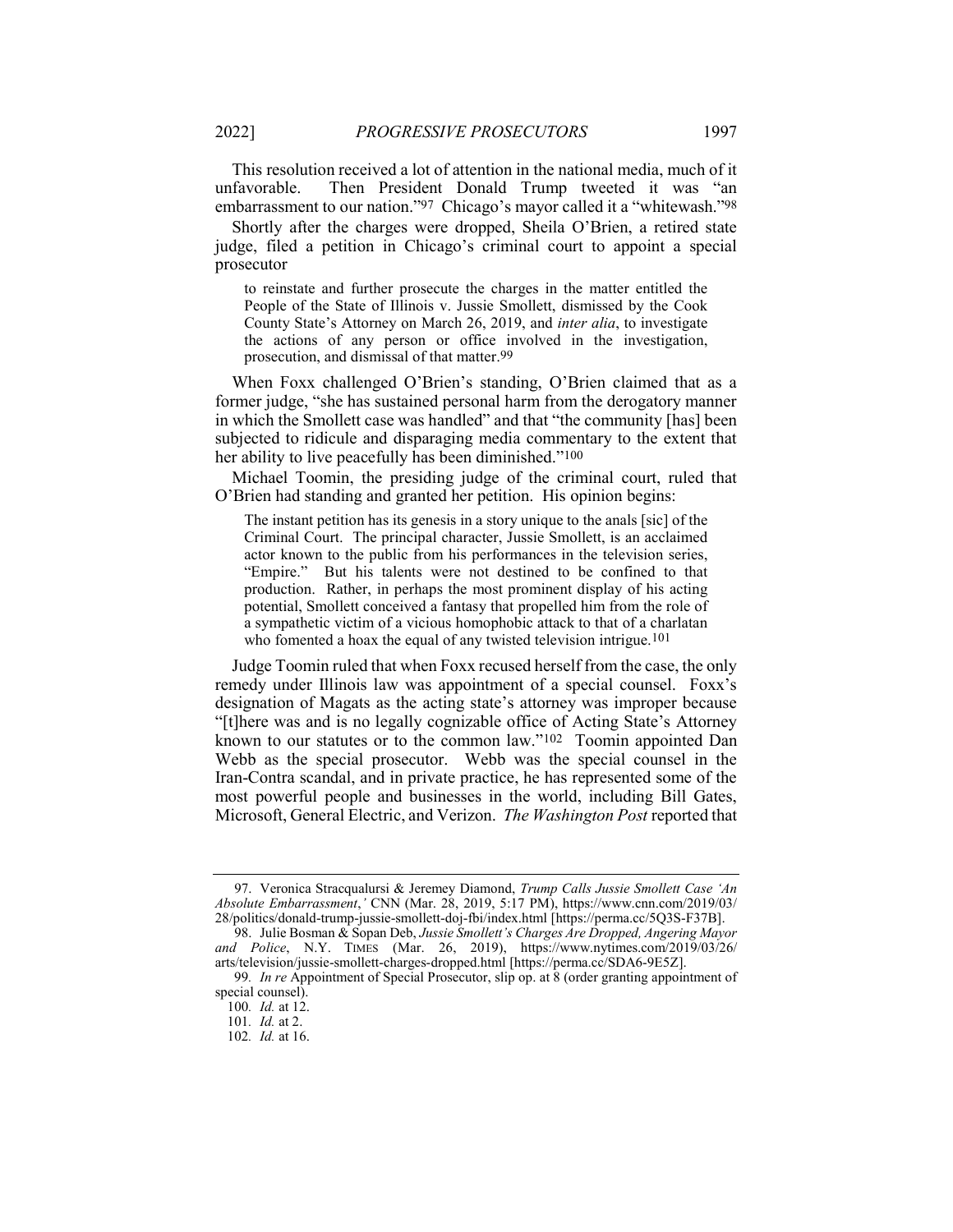This resolution received a lot of attention in the national media, much of it unfavorable. Then President Donald Trump tweeted it was "an embarrassment to our nation."[97] Chicago's mayor called it a "whitewash."[98]

Shortly after the charges were dropped, Sheila O'Brien, a retired state judge, filed a petition in Chicago's criminal court to appoint a special prosecutor

> to reinstate and further prosecute the charges in the matter entitled the People of the State of Illinois v. Jussie Smollett, dismissed by the Cook County State's Attorney on March 26, 2019, and *inter alia*, to investigate the actions of any person or office involved in the investigation, prosecution, and dismissal of that matter.[99]

When Foxx challenged O'Brien's standing, O'Brien claimed that as a former judge, "she has sustained personal harm from the derogatory manner in which the Smollett case was handled" and that "the community [has] been subjected to ridicule and disparaging media commentary to the extent that her ability to live peacefully has been diminished."[100]

Michael Toomin, the presiding judge of the criminal court, ruled that O'Brien had standing and granted her petition. His opinion begins:

> The instant petition has its genesis in a story unique to the anals [sic] of the Criminal Court. The principal character, Jussie Smollett, is an acclaimed actor known to the public from his performances in the television series, "Empire." But his talents were not destined to be confined to that production. Rather, in perhaps the most prominent display of his acting potential, Smollett conceived a fantasy that propelled him from the role of a sympathetic victim of a vicious homophobic attack to that of a charlatan who fomented a hoax the equal of any twisted television intrigue.[101]

Judge Toomin ruled that when Foxx recused herself from the case, the only remedy under Illinois law was appointment of a special counsel. Foxx's designation of Magats as the acting state's attorney was improper because "[t]here was and is no legally cognizable office of Acting State's Attorney known to our statutes or to the common law."[102] Toomin appointed Dan Webb as the special prosecutor. Webb was the special counsel in the Iran-Contra scandal, and in private practice, he has represented some of the most powerful people and businesses in the world, including Bill Gates, Microsoft, General Electric, and Verizon. *The Washington Post* reported that

---

97. Veronica Stracqualursi & Jeremey Diamond, *Trump Calls Jussie Smollett Case 'An Absolute Embarrassment*,*'* CNN (Mar. 28, 2019, 5:17 PM), https://www.cnn.com/2019/03/28/politics/donald-trump-jussie-smollett-doj-fbi/index.html [https://perma.cc/5Q3S-F37B].

98. Julie Bosman & Sopan Deb, *Jussie Smollett's Charges Are Dropped, Angering Mayor and Police*, N.Y. TIMES (Mar. 26, 2019), https://www.nytimes.com/2019/03/26/arts/television/jussie-smollett-charges-dropped.html [https://perma.cc/SDA6-9E5Z].

99. *In re* Appointment of Special Prosecutor, slip op. at 8 (order granting appointment of special counsel).

100. *Id.* at 12.

101. *Id.* at 2.

102. *Id.* at 16.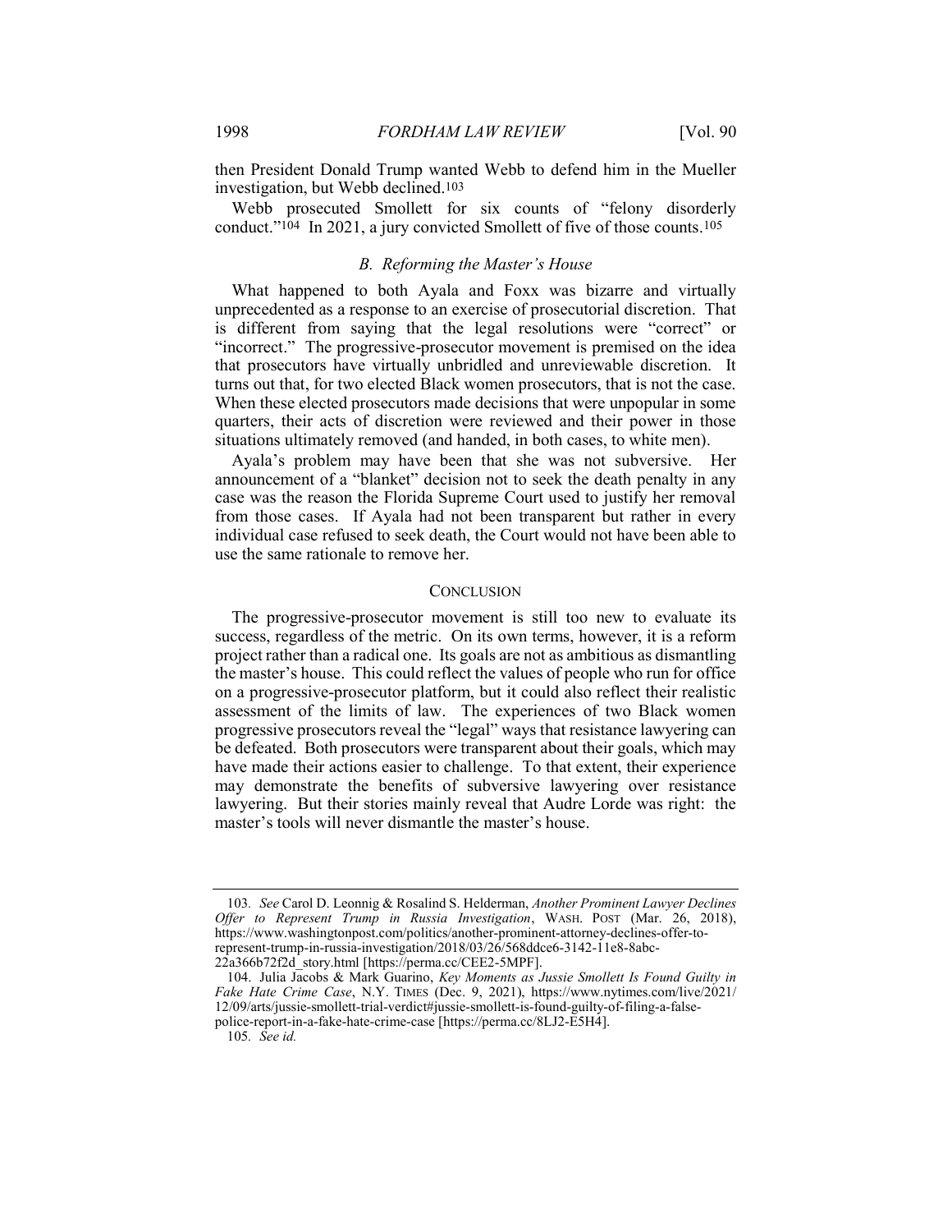then President Donald Trump wanted Webb to defend him in the Mueller investigation, but Webb declined.[103]

Webb prosecuted Smollett for six counts of "felony disorderly conduct."[104] In 2021, a jury convicted Smollett of five of those counts.[105]

### *B. Reforming the Master's House*

What happened to both Ayala and Foxx was bizarre and virtually unprecedented as a response to an exercise of prosecutorial discretion. That is different from saying that the legal resolutions were "correct" or "incorrect." The progressive-prosecutor movement is premised on the idea that prosecutors have virtually unbridled and unreviewable discretion. It turns out that, for two elected Black women prosecutors, that is not the case. When these elected prosecutors made decisions that were unpopular in some quarters, their acts of discretion were reviewed and their power in those situations ultimately removed (and handed, in both cases, to white men).

Ayala's problem may have been that she was not subversive. Her announcement of a "blanket" decision not to seek the death penalty in any case was the reason the Florida Supreme Court used to justify her removal from those cases. If Ayala had not been transparent but rather in every individual case refused to seek death, the Court would not have been able to use the same rationale to remove her.

## CONCLUSION

The progressive-prosecutor movement is still too new to evaluate its success, regardless of the metric. On its own terms, however, it is a reform project rather than a radical one. Its goals are not as ambitious as dismantling the master's house. This could reflect the values of people who run for office on a progressive-prosecutor platform, but it could also reflect their realistic assessment of the limits of law. The experiences of two Black women progressive prosecutors reveal the "legal" ways that resistance lawyering can be defeated. Both prosecutors were transparent about their goals, which may have made their actions easier to challenge. To that extent, their experience may demonstrate the benefits of subversive lawyering over resistance lawyering. But their stories mainly reveal that Audre Lorde was right: the master's tools will never dismantle the master's house.

---

103. *See* Carol D. Leonnig & Rosalind S. Helderman, *Another Prominent Lawyer Declines Offer to Represent Trump in Russia Investigation*, WASH. POST (Mar. 26, 2018), https://www.washingtonpost.com/politics/another-prominent-attorney-declines-offer-to-represent-trump-in-russia-investigation/2018/03/26/568ddce6-3142-11e8-8abc-22a366b72f2d_story.html [https://perma.cc/CEE2-5MPF].

104. Julia Jacobs & Mark Guarino, *Key Moments as Jussie Smollett Is Found Guilty in Fake Hate Crime Case*, N.Y. TIMES (Dec. 9, 2021), https://www.nytimes.com/live/2021/12/09/arts/jussie-smollett-trial-verdict#jussie-smollett-is-found-guilty-of-filing-a-false-police-report-in-a-fake-hate-crime-case [https://perma.cc/8LJ2-E5H4].

105. *See id.*